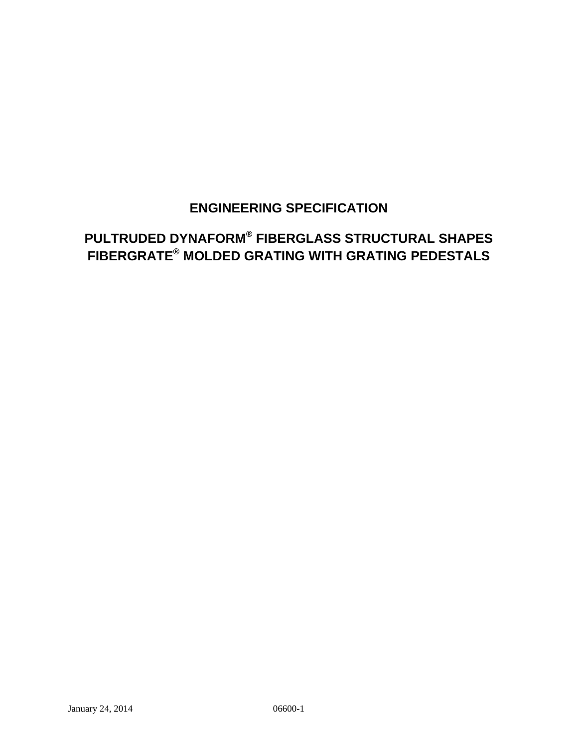# ENGINEERING SPECIFICATION

## PULTRUDED DYNAFORM® FIBERGLASS STRUCTURAL SHAPES FIBERGRATE® MOLDED GRATING WITH GRATING PEDESTALS

January 24, 2014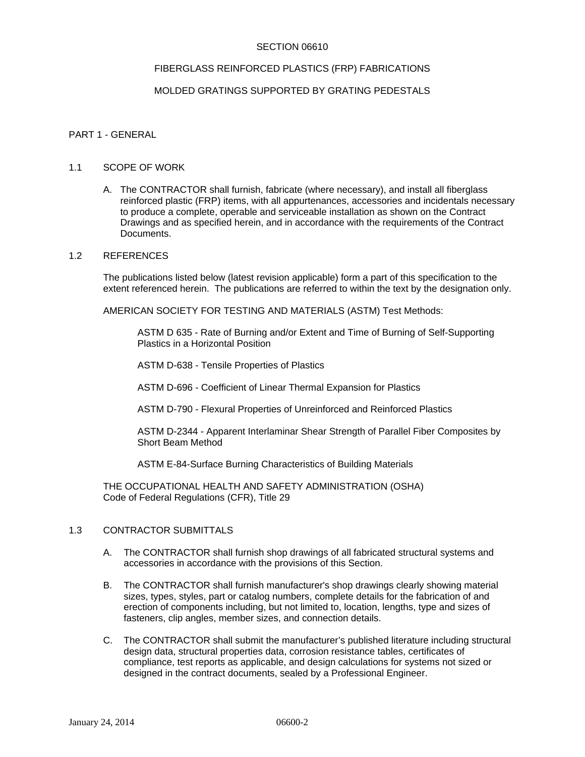SECTION 06610

FIBERGLASS REINFORCED PLASTICS (FRP) FABRICATIONS

MOLDED GRATINGS SUPPORTED BY GRATING PEDESTALS

## PART 1 - GENERAL

### 1.1 SCOPE OF WORK

A. The CONTRACTOR shall furnish, fabricate (where necessary), and install all fiberglass reinforced plastic (FRP) items, with all appurtenances, accessories and incidentals necessary to produce a complete, operable and serviceable installation as shown on the Contract Drawings and as specified herein, and in accordance with the requirements of the Contract Documents.

### 1.2 REFERENCES

The publications listed below (latest revision applicable) form a part of this specification to the extent referenced herein. The publications are referred to within the text by the designation only.

AMERICAN SOCIETY FOR TESTING AND MATERIALS (ASTM) Test Methods:

ASTM D 635 - Rate of Burning and/or Extent and Time of Burning of Self-Supporting Plastics in a Horizontal Position

ASTM D-638 - Tensile Properties of Plastics

ASTM D-696 - Coefficient of Linear Thermal Expansion for Plastics

ASTM D-790 - Flexural Properties of Unreinforced and Reinforced Plastics

ASTM D-2344 - Apparent Interlaminar Shear Strength of Parallel Fiber Composites by Short Beam Method

ASTM E-84-Surface Burning Characteristics of Building Materials

THE OCCUPATIONAL HEALTH AND SAFETY ADMINISTRATION (OSHA)
Code of Federal Regulations (CFR), Title 29

### 1.3 CONTRACTOR SUBMITTALS

A. The CONTRACTOR shall furnish shop drawings of all fabricated structural systems and accessories in accordance with the provisions of this Section.

B. The CONTRACTOR shall furnish manufacturer's shop drawings clearly showing material sizes, types, styles, part or catalog numbers, complete details for the fabrication of and erection of components including, but not limited to, location, lengths, type and sizes of fasteners, clip angles, member sizes, and connection details.

C. The CONTRACTOR shall submit the manufacturer's published literature including structural design data, structural properties data, corrosion resistance tables, certificates of compliance, test reports as applicable, and design calculations for systems not sized or designed in the contract documents, sealed by a Professional Engineer.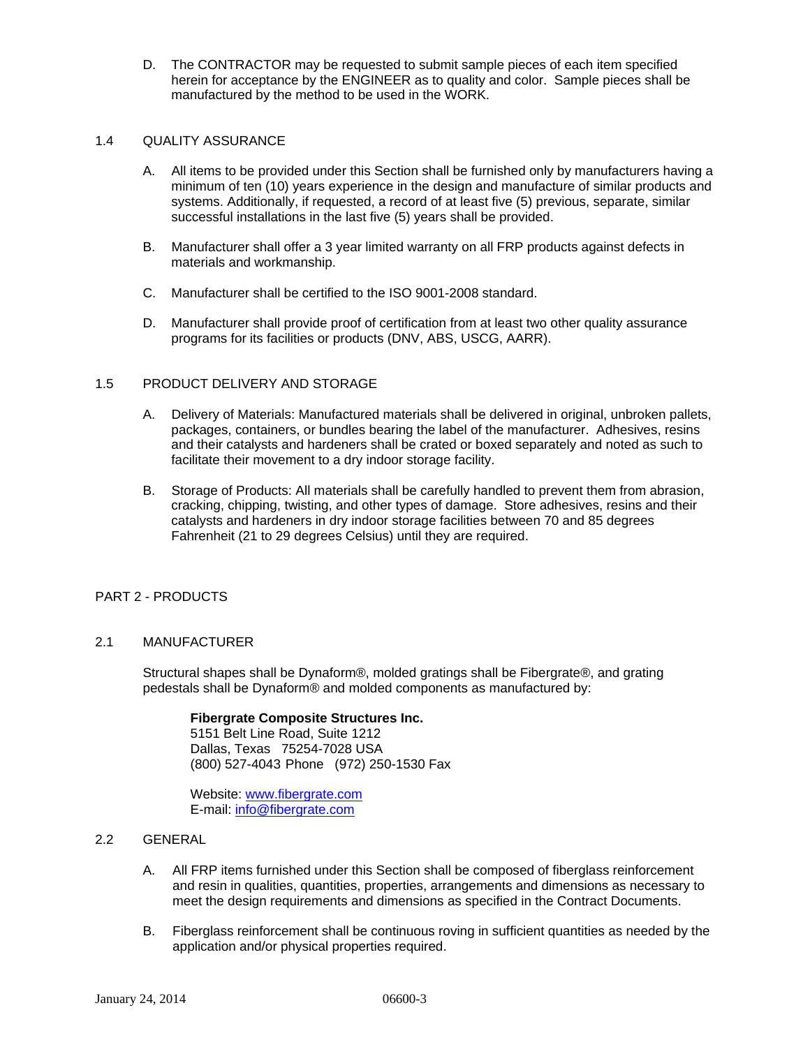D. The CONTRACTOR may be requested to submit sample pieces of each item specified herein for acceptance by the ENGINEER as to quality and color. Sample pieces shall be manufactured by the method to be used in the WORK.

## 1.4 QUALITY ASSURANCE

A. All items to be provided under this Section shall be furnished only by manufacturers having a minimum of ten (10) years experience in the design and manufacture of similar products and systems. Additionally, if requested, a record of at least five (5) previous, separate, similar successful installations in the last five (5) years shall be provided.

B. Manufacturer shall offer a 3 year limited warranty on all FRP products against defects in materials and workmanship.

C. Manufacturer shall be certified to the ISO 9001-2008 standard.

D. Manufacturer shall provide proof of certification from at least two other quality assurance programs for its facilities or products (DNV, ABS, USCG, AARR).

## 1.5 PRODUCT DELIVERY AND STORAGE

A. Delivery of Materials: Manufactured materials shall be delivered in original, unbroken pallets, packages, containers, or bundles bearing the label of the manufacturer. Adhesives, resins and their catalysts and hardeners shall be crated or boxed separately and noted as such to facilitate their movement to a dry indoor storage facility.

B. Storage of Products: All materials shall be carefully handled to prevent them from abrasion, cracking, chipping, twisting, and other types of damage. Store adhesives, resins and their catalysts and hardeners in dry indoor storage facilities between 70 and 85 degrees Fahrenheit (21 to 29 degrees Celsius) until they are required.

# PART 2 - PRODUCTS

## 2.1 MANUFACTURER

Structural shapes shall be Dynaform®, molded gratings shall be Fibergrate®, and grating pedestals shall be Dynaform® and molded components as manufactured by:

**Fibergrate Composite Structures Inc.**
5151 Belt Line Road, Suite 1212
Dallas, Texas 75254-7028 USA
(800) 527-4043 Phone (972) 250-1530 Fax

Website: [www.fibergrate.com](http://www.fibergrate.com)
E-mail: [info@fibergrate.com](mailto:info@fibergrate.com)

## 2.2 GENERAL

A. All FRP items furnished under this Section shall be composed of fiberglass reinforcement and resin in qualities, quantities, properties, arrangements and dimensions as necessary to meet the design requirements and dimensions as specified in the Contract Documents.

B. Fiberglass reinforcement shall be continuous roving in sufficient quantities as needed by the application and/or physical properties required.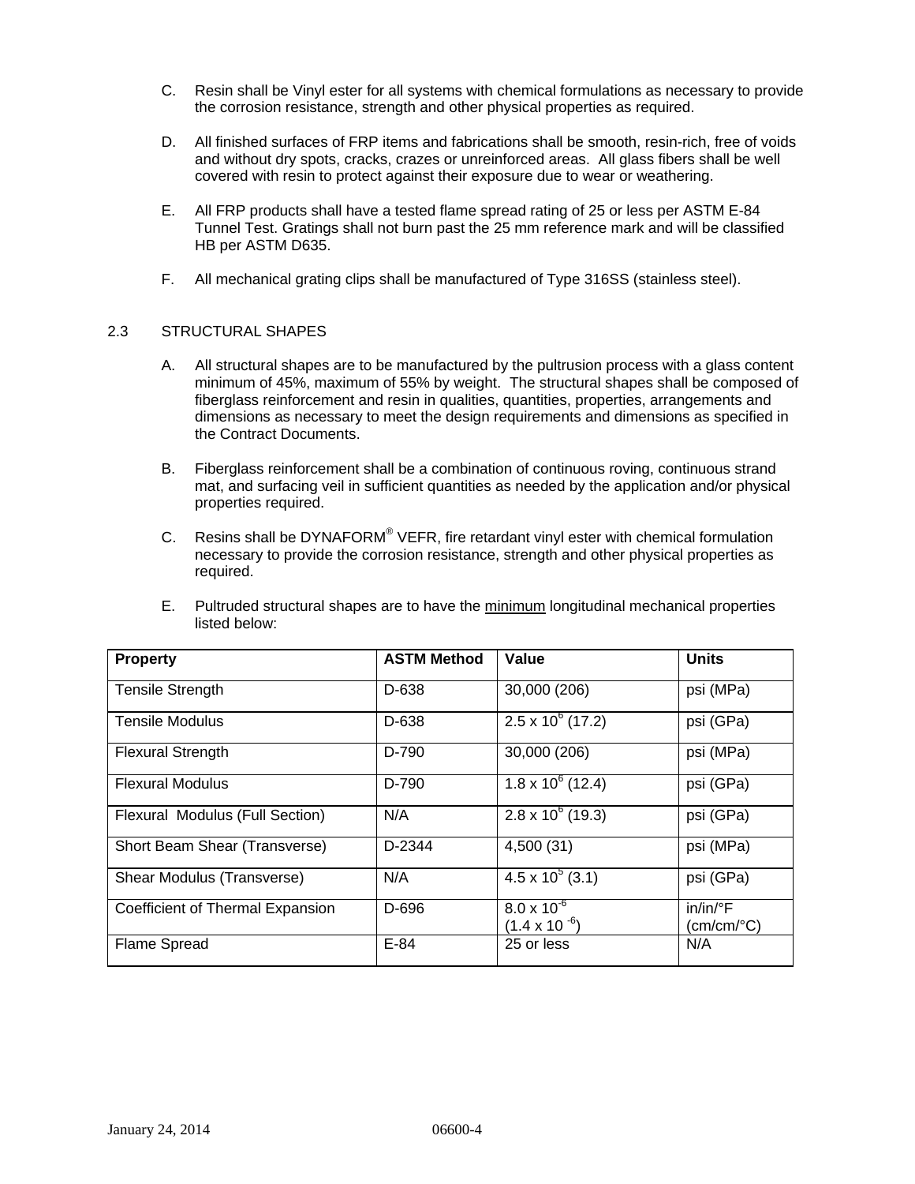C. Resin shall be Vinyl ester for all systems with chemical formulations as necessary to provide the corrosion resistance, strength and other physical properties as required.

D. All finished surfaces of FRP items and fabrications shall be smooth, resin-rich, free of voids and without dry spots, cracks, crazes or unreinforced areas. All glass fibers shall be well covered with resin to protect against their exposure due to wear or weathering.

E. All FRP products shall have a tested flame spread rating of 25 or less per ASTM E-84 Tunnel Test. Gratings shall not burn past the 25 mm reference mark and will be classified HB per ASTM D635.

F. All mechanical grating clips shall be manufactured of Type 316SS (stainless steel).

## 2.3 STRUCTURAL SHAPES

A. All structural shapes are to be manufactured by the pultrusion process with a glass content minimum of 45%, maximum of 55% by weight. The structural shapes shall be composed of fiberglass reinforcement and resin in qualities, quantities, properties, arrangements and dimensions as necessary to meet the design requirements and dimensions as specified in the Contract Documents.

B. Fiberglass reinforcement shall be a combination of continuous roving, continuous strand mat, and surfacing veil in sufficient quantities as needed by the application and/or physical properties required.

C. Resins shall be DYNAFORM® VEFR, fire retardant vinyl ester with chemical formulation necessary to provide the corrosion resistance, strength and other physical properties as required.

E. Pultruded structural shapes are to have the <u>minimum</u> longitudinal mechanical properties listed below:

| Property | ASTM Method | Value | Units |
|---|---|---|---|
| Tensile Strength | D-638 | 30,000 (206) | psi (MPa) |
| Tensile Modulus | D-638 | $2.5 \times 10^6$ (17.2) | psi (GPa) |
| Flexural Strength | D-790 | 30,000 (206) | psi (MPa) |
| Flexural Modulus | D-790 | $1.8 \times 10^6$ (12.4) | psi (GPa) |
| Flexural Modulus (Full Section) | N/A | $2.8 \times 10^6$ (19.3) | psi (GPa) |
| Short Beam Shear (Transverse) | D-2344 | 4,500 (31) | psi (MPa) |
| Shear Modulus (Transverse) | N/A | $4.5 \times 10^5$ (3.1) | psi (GPa) |
| Coefficient of Thermal Expansion | D-696 | $8.0 \times 10^{-6}$ ($1.4 \times 10^{-6}$) | in/in/°F (cm/cm/°C) |
| Flame Spread | E-84 | 25 or less | N/A |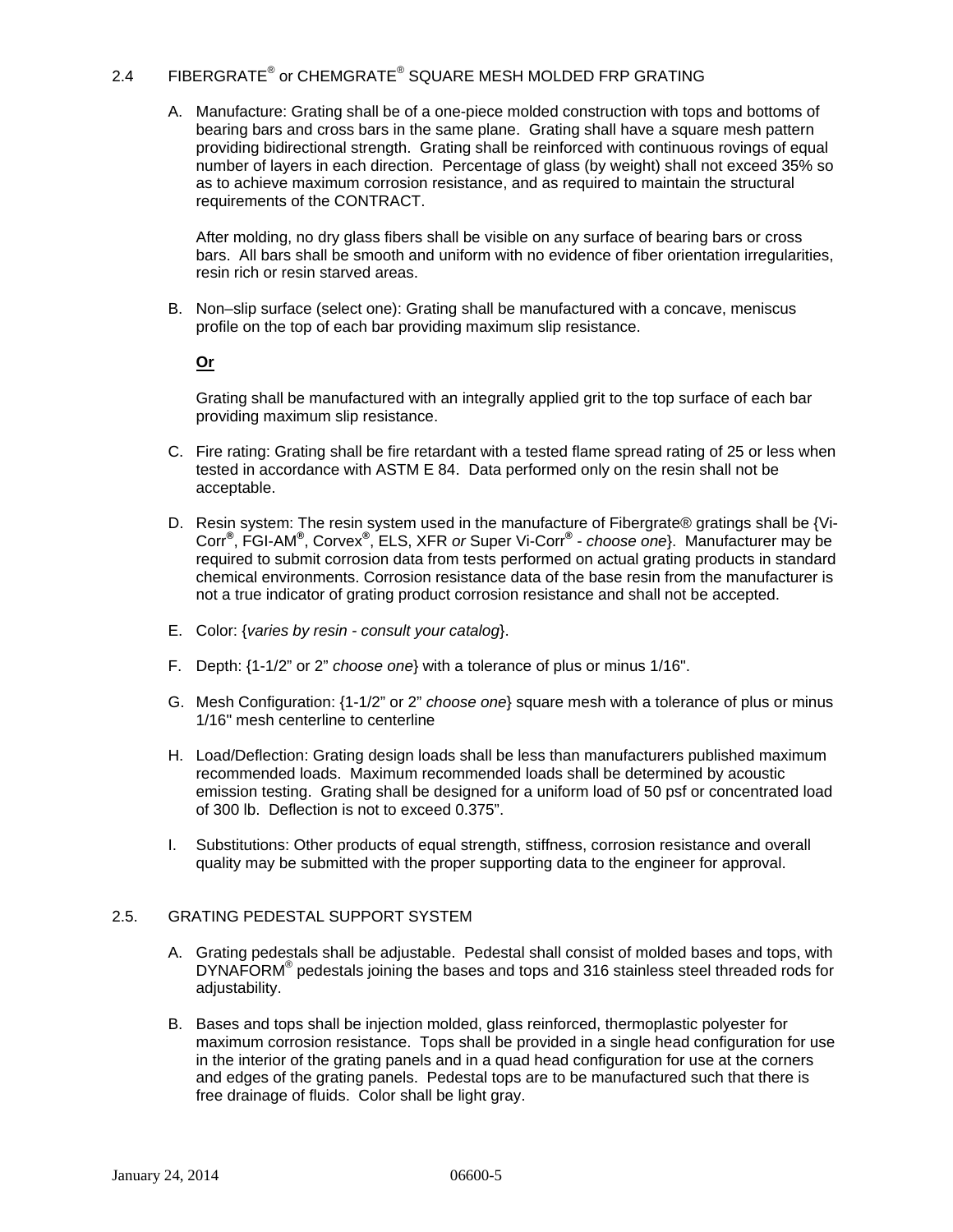## 2.4 FIBERGRATE® or CHEMGRATE® SQUARE MESH MOLDED FRP GRATING

A. Manufacture: Grating shall be of a one-piece molded construction with tops and bottoms of bearing bars and cross bars in the same plane. Grating shall have a square mesh pattern providing bidirectional strength. Grating shall be reinforced with continuous rovings of equal number of layers in each direction. Percentage of glass (by weight) shall not exceed 35% so as to achieve maximum corrosion resistance, and as required to maintain the structural requirements of the CONTRACT.

   After molding, no dry glass fibers shall be visible on any surface of bearing bars or cross bars. All bars shall be smooth and uniform with no evidence of fiber orientation irregularities, resin rich or resin starved areas.

B. Non–slip surface (select one): Grating shall be manufactured with a concave, meniscus profile on the top of each bar providing maximum slip resistance.

   **Or**

   Grating shall be manufactured with an integrally applied grit to the top surface of each bar providing maximum slip resistance.

C. Fire rating: Grating shall be fire retardant with a tested flame spread rating of 25 or less when tested in accordance with ASTM E 84. Data performed only on the resin shall not be acceptable.

D. Resin system: The resin system used in the manufacture of Fibergrate® gratings shall be {Vi-Corr®, FGI-AM®, Corvex®, ELS, XFR *or* Super Vi-Corr® - *choose one*}. Manufacturer may be required to submit corrosion data from tests performed on actual grating products in standard chemical environments. Corrosion resistance data of the base resin from the manufacturer is not a true indicator of grating product corrosion resistance and shall not be accepted.

E. Color: {*varies by resin - consult your catalog*}.

F. Depth: {1-1/2" or 2" *choose one*} with a tolerance of plus or minus 1/16".

G. Mesh Configuration: {1-1/2" or 2" *choose one*} square mesh with a tolerance of plus or minus 1/16" mesh centerline to centerline

H. Load/Deflection: Grating design loads shall be less than manufacturers published maximum recommended loads. Maximum recommended loads shall be determined by acoustic emission testing. Grating shall be designed for a uniform load of 50 psf or concentrated load of 300 lb. Deflection is not to exceed 0.375".

I. Substitutions: Other products of equal strength, stiffness, corrosion resistance and overall quality may be submitted with the proper supporting data to the engineer for approval.

## 2.5. GRATING PEDESTAL SUPPORT SYSTEM

A. Grating pedestals shall be adjustable. Pedestal shall consist of molded bases and tops, with DYNAFORM® pedestals joining the bases and tops and 316 stainless steel threaded rods for adjustability.

B. Bases and tops shall be injection molded, glass reinforced, thermoplastic polyester for maximum corrosion resistance. Tops shall be provided in a single head configuration for use in the interior of the grating panels and in a quad head configuration for use at the corners and edges of the grating panels. Pedestal tops are to be manufactured such that there is free drainage of fluids. Color shall be light gray.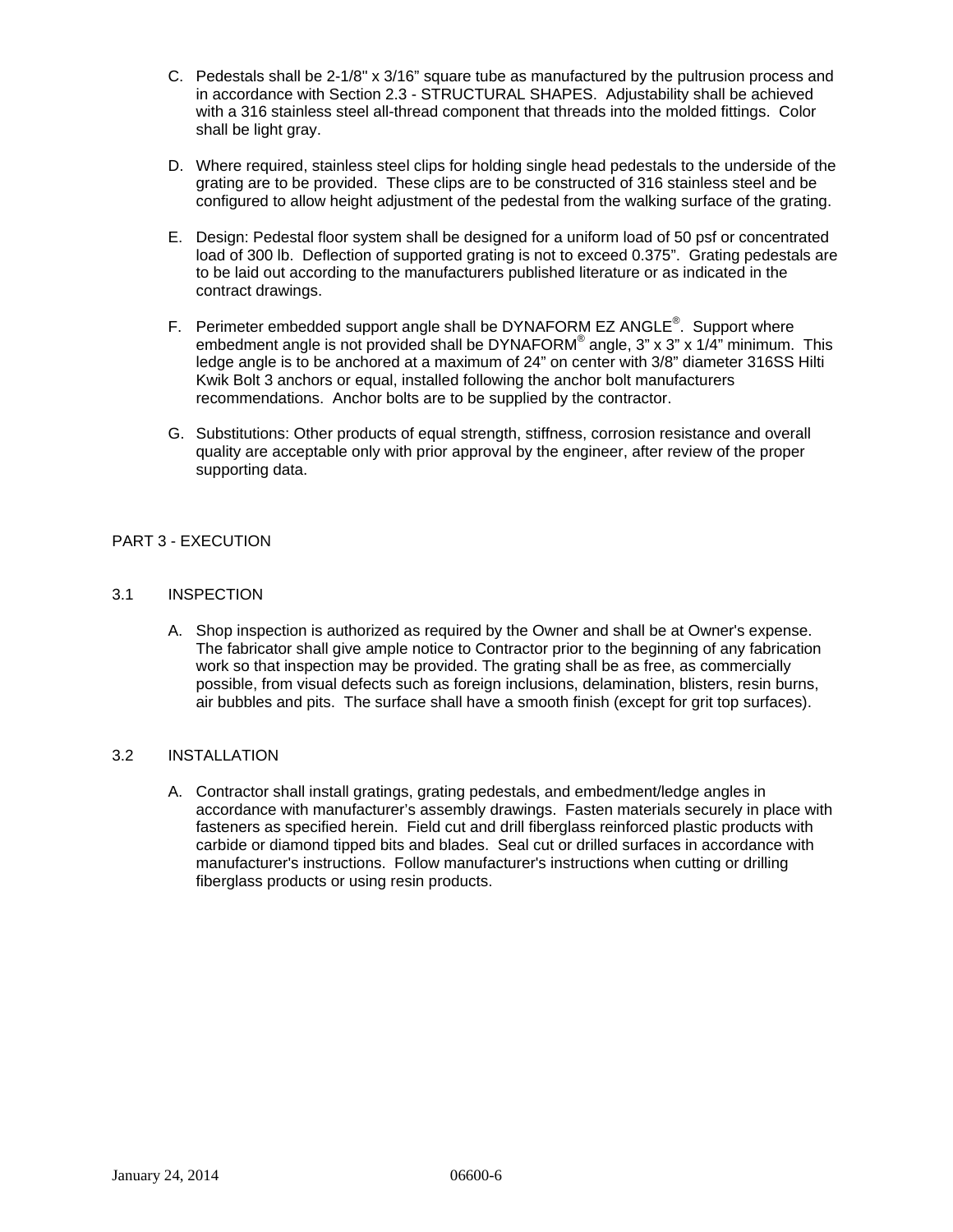C. Pedestals shall be 2-1/8" x 3/16" square tube as manufactured by the pultrusion process and in accordance with Section 2.3 - STRUCTURAL SHAPES. Adjustability shall be achieved with a 316 stainless steel all-thread component that threads into the molded fittings. Color shall be light gray.

D. Where required, stainless steel clips for holding single head pedestals to the underside of the grating are to be provided. These clips are to be constructed of 316 stainless steel and be configured to allow height adjustment of the pedestal from the walking surface of the grating.

E. Design: Pedestal floor system shall be designed for a uniform load of 50 psf or concentrated load of 300 lb. Deflection of supported grating is not to exceed 0.375". Grating pedestals are to be laid out according to the manufacturers published literature or as indicated in the contract drawings.

F. Perimeter embedded support angle shall be DYNAFORM EZ ANGLE®. Support where embedment angle is not provided shall be DYNAFORM® angle, 3" x 3" x 1/4" minimum. This ledge angle is to be anchored at a maximum of 24" on center with 3/8" diameter 316SS Hilti Kwik Bolt 3 anchors or equal, installed following the anchor bolt manufacturers recommendations. Anchor bolts are to be supplied by the contractor.

G. Substitutions: Other products of equal strength, stiffness, corrosion resistance and overall quality are acceptable only with prior approval by the engineer, after review of the proper supporting data.

## PART 3 - EXECUTION

### 3.1 INSPECTION

A. Shop inspection is authorized as required by the Owner and shall be at Owner's expense. The fabricator shall give ample notice to Contractor prior to the beginning of any fabrication work so that inspection may be provided. The grating shall be as free, as commercially possible, from visual defects such as foreign inclusions, delamination, blisters, resin burns, air bubbles and pits. The surface shall have a smooth finish (except for grit top surfaces).

### 3.2 INSTALLATION

A. Contractor shall install gratings, grating pedestals, and embedment/ledge angles in accordance with manufacturer's assembly drawings. Fasten materials securely in place with fasteners as specified herein. Field cut and drill fiberglass reinforced plastic products with carbide or diamond tipped bits and blades. Seal cut or drilled surfaces in accordance with manufacturer's instructions. Follow manufacturer's instructions when cutting or drilling fiberglass products or using resin products.